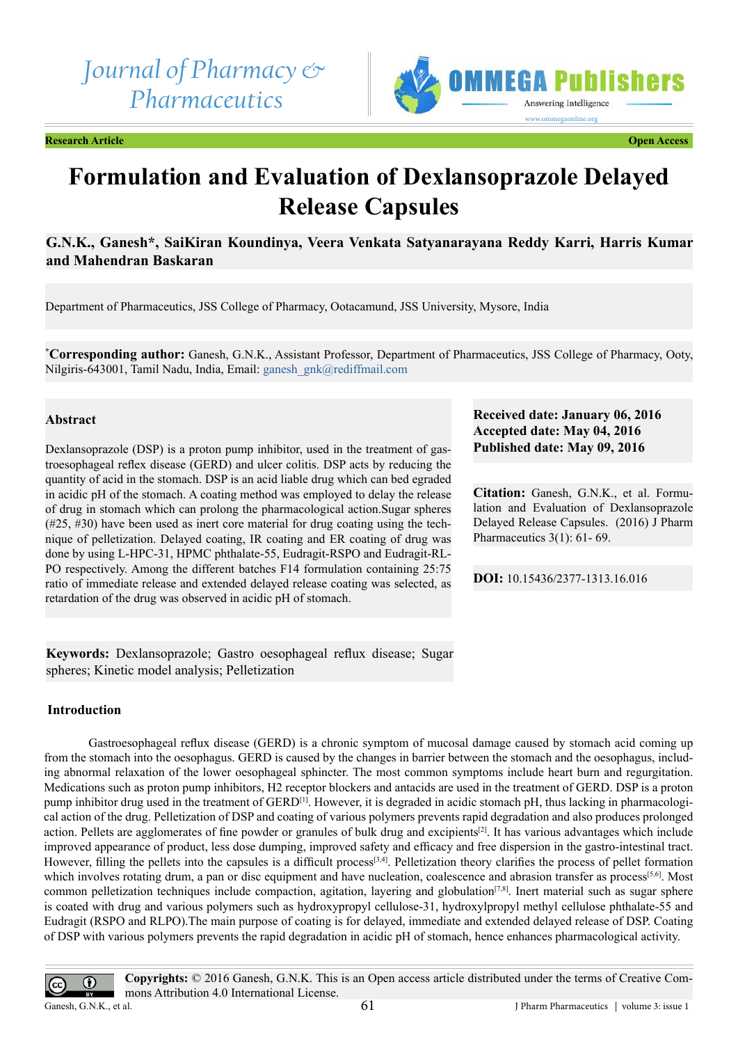Journal of Pharmacy & Pharmaceutics

OMMEGA Publishers

Research Article | Open Access

# Formulation and Evaluation of Dexlansoprazole Delayed Release Capsules

**G.N.K., Ganesh*, SaiKiran Koundinya, Veera Venkata Satyanarayana Reddy Karri, Harris Kumar and Mahendran Baskaran**

Department of Pharmaceutics, JSS College of Pharmacy, Ootacamund, JSS University, Mysore, India

***Corresponding author:** Ganesh, G.N.K., Assistant Professor, Department of Pharmaceutics, JSS College of Pharmacy, Ooty, Nilgiris-643001, Tamil Nadu, India, Email: ganesh_gnk@rediffmail.com

**Received date: January 06, 2016**
**Accepted date: May 04, 2016**
**Published date: May 09, 2016**

**Citation:** Ganesh, G.N.K., et al. Formulation and Evaluation of Dexlansoprazole Delayed Release Capsules. (2016) J Pharm Pharmaceutics 3(1): 61- 69.

**DOI:** 10.15436/2377-1313.16.016

## Abstract

Dexlansoprazole (DSP) is a proton pump inhibitor, used in the treatment of gastroesophageal reflex disease (GERD) and ulcer colitis. DSP acts by reducing the quantity of acid in the stomach. DSP is an acid liable drug which can bed egraded in acidic pH of the stomach. A coating method was employed to delay the release of drug in stomach which can prolong the pharmacological action.Sugar spheres (#25, #30) have been used as inert core material for drug coating using the technique of pelletization. Delayed coating, IR coating and ER coating of drug was done by using L-HPC-31, HPMC phthalate-55, Eudragit-RSPO and Eudragit-RL-PO respectively. Among the different batches F14 formulation containing 25:75 ratio of immediate release and extended delayed release coating was selected, as retardation of the drug was observed in acidic pH of stomach.

**Keywords:** Dexlansoprazole; Gastro oesophageal reflux disease; Sugar spheres; Kinetic model analysis; Pelletization

## Introduction

Gastroesophageal reflux disease (GERD) is a chronic symptom of mucosal damage caused by stomach acid coming up from the stomach into the oesophagus. GERD is caused by the changes in barrier between the stomach and the oesophagus, including abnormal relaxation of the lower oesophageal sphincter. The most common symptoms include heart burn and regurgitation. Medications such as proton pump inhibitors, H2 receptor blockers and antacids are used in the treatment of GERD. DSP is a proton pump inhibitor drug used in the treatment of GERD[1]. However, it is degraded in acidic stomach pH, thus lacking in pharmacological action of the drug. Pelletization of DSP and coating of various polymers prevents rapid degradation and also produces prolonged action. Pellets are agglomerates of fine powder or granules of bulk drug and excipients[2]. It has various advantages which include improved appearance of product, less dose dumping, improved safety and efficacy and free dispersion in the gastro-intestinal tract. However, filling the pellets into the capsules is a difficult process[3,4]. Pelletization theory clarifies the process of pellet formation which involves rotating drum, a pan or disc equipment and have nucleation, coalescence and abrasion transfer as process[5,6]. Most common pelletization techniques include compaction, agitation, layering and globulation[7,8]. Inert material such as sugar sphere is coated with drug and various polymers such as hydroxypropyl cellulose-31, hydroxylpropyl methyl cellulose phthalate-55 and Eudragit (RSPO and RLPO).The main purpose of coating is for delayed, immediate and extended delayed release of DSP. Coating of DSP with various polymers prevents the rapid degradation in acidic pH of stomach, hence enhances pharmacological activity.

**Copyrights:** © 2016 Ganesh, G.N.K. This is an Open access article distributed under the terms of Creative Commons Attribution 4.0 International License.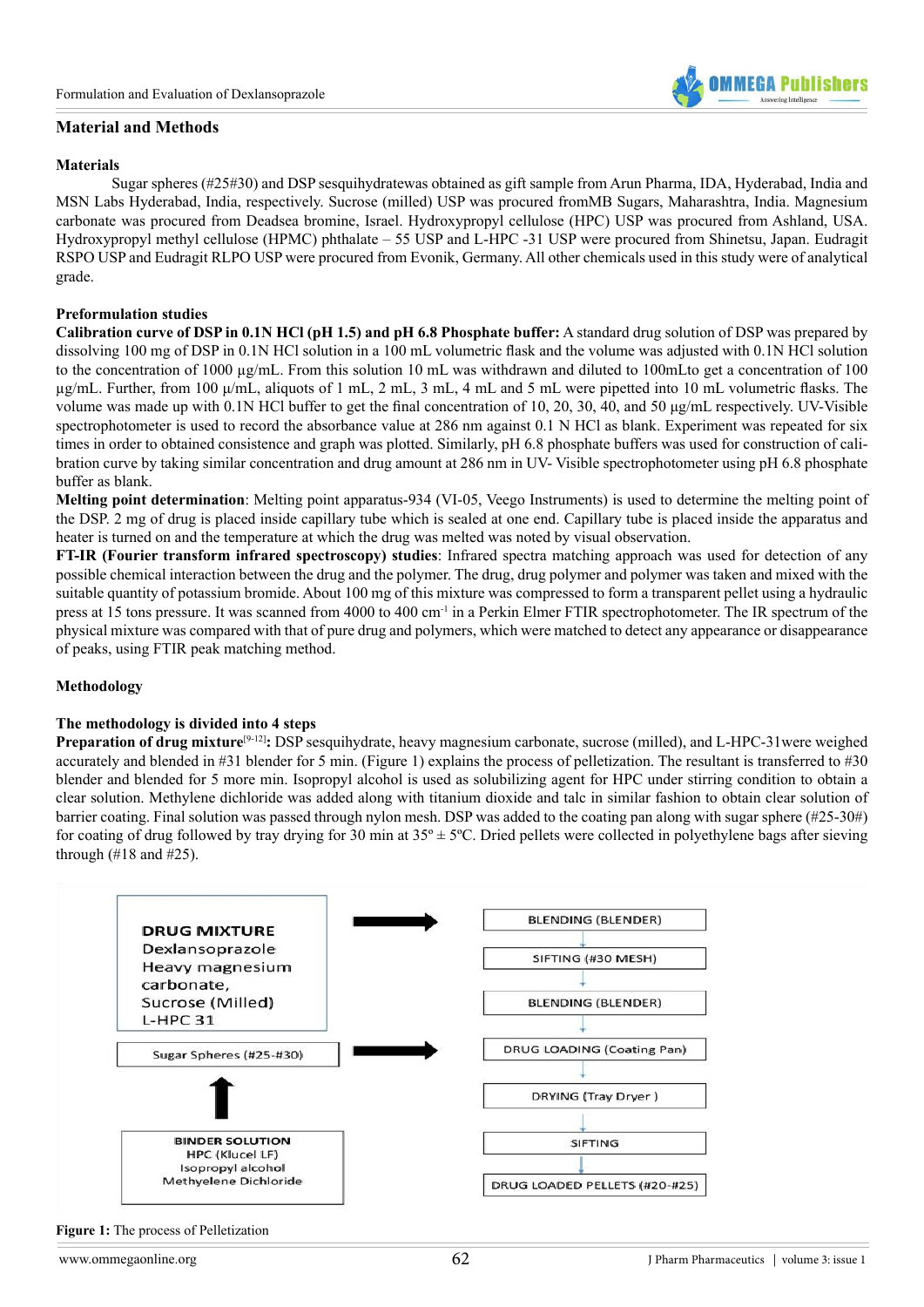## Material and Methods

### Materials

Sugar spheres (#25#30) and DSP sesquihydratewas obtained as gift sample from Arun Pharma, IDA, Hyderabad, India and MSN Labs Hyderabad, India, respectively. Sucrose (milled) USP was procured fromMB Sugars, Maharashtra, India. Magnesium carbonate was procured from Deadsea bromine, Israel. Hydroxypropyl cellulose (HPC) USP was procured from Ashland, USA. Hydroxypropyl methyl cellulose (HPMC) phthalate – 55 USP and L-HPC -31 USP were procured from Shinetsu, Japan. Eudragit RSPO USP and Eudragit RLPO USP were procured from Evonik, Germany. All other chemicals used in this study were of analytical grade.

### Preformulation studies

**Calibration curve of DSP in 0.1N HCl (pH 1.5) and pH 6.8 Phosphate buffer:** A standard drug solution of DSP was prepared by dissolving 100 mg of DSP in 0.1N HCl solution in a 100 mL volumetric flask and the volume was adjusted with 0.1N HCl solution to the concentration of 1000 µg/mL. From this solution 10 mL was withdrawn and diluted to 100mLto get a concentration of 100 µg/mL. Further, from 100 µ/mL, aliquots of 1 mL, 2 mL, 3 mL, 4 mL and 5 mL were pipetted into 10 mL volumetric flasks. The volume was made up with 0.1N HCl buffer to get the final concentration of 10, 20, 30, 40, and 50 µg/mL respectively. UV-Visible spectrophotometer is used to record the absorbance value at 286 nm against 0.1 N HCl as blank. Experiment was repeated for six times in order to obtained consistence and graph was plotted. Similarly, pH 6.8 phosphate buffers was used for construction of calibration curve by taking similar concentration and drug amount at 286 nm in UV- Visible spectrophotometer using pH 6.8 phosphate buffer as blank.

**Melting point determination**: Melting point apparatus-934 (VI-05, Veego Instruments) is used to determine the melting point of the DSP. 2 mg of drug is placed inside capillary tube which is sealed at one end. Capillary tube is placed inside the apparatus and heater is turned on and the temperature at which the drug was melted was noted by visual observation.

**FT-IR (Fourier transform infrared spectroscopy) studies**: Infrared spectra matching approach was used for detection of any possible chemical interaction between the drug and the polymer. The drug, drug polymer and polymer was taken and mixed with the suitable quantity of potassium bromide. About 100 mg of this mixture was compressed to form a transparent pellet using a hydraulic press at 15 tons pressure. It was scanned from 4000 to 400 $cm^{-1}$ in a Perkin Elmer FTIR spectrophotometer. The IR spectrum of the physical mixture was compared with that of pure drug and polymers, which were matched to detect any appearance or disappearance of peaks, using FTIR peak matching method.

### Methodology

**The methodology is divided into 4 steps**

**Preparation of drug mixture**[9-12]**:** DSP sesquihydrate, heavy magnesium carbonate, sucrose (milled), and L-HPC-31were weighed accurately and blended in #31 blender for 5 min. (Figure 1) explains the process of pelletization. The resultant is transferred to #30 blender and blended for 5 more min. Isopropyl alcohol is used as solubilizing agent for HPC under stirring condition to obtain a clear solution. Methylene dichloride was added along with titanium dioxide and talc in similar fashion to obtain clear solution of barrier coating. Final solution was passed through nylon mesh. DSP was added to the coating pan along with sugar sphere (#25-30#) for coating of drug followed by tray drying for 30 min at 35º ± 5ºC. Dried pellets were collected in polyethylene bags after sieving through (#18 and #25).

DRUG MIXTURE
Dexlansoprazole
Heavy magnesium carbonate,
Sucrose (Milled)
L-HPC 31

Sugar Spheres (#25-#30)

BINDER SOLUTION
HPC (Klucel LF)
Isopropyl alcohol
Methyelene Dichloride

BLENDING (BLENDER) → SIFTING (#30 MESH) → BLENDING (BLENDER) → DRUG LOADING (Coating Pan) → DRYING (Tray Dryer ) → SIFTING → DRUG LOADED PELLETS (#20-#25)

**Figure 1:** The process of Pelletization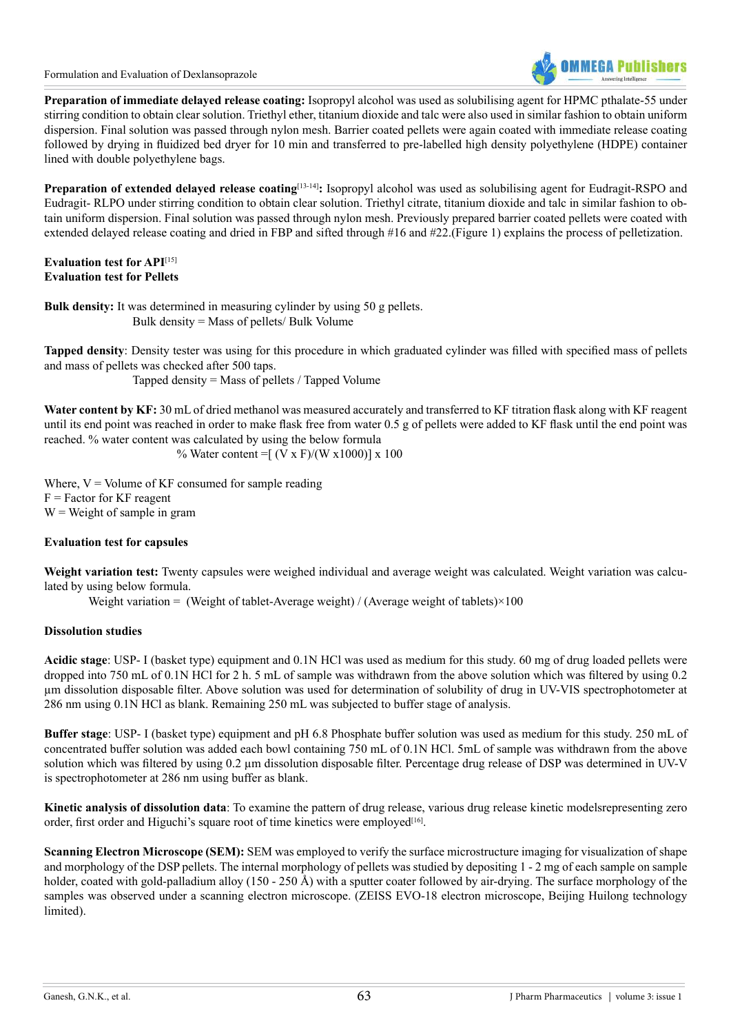**Preparation of immediate delayed release coating:** Isopropyl alcohol was used as solubilising agent for HPMC pthalate-55 under stirring condition to obtain clear solution. Triethyl ether, titanium dioxide and talc were also used in similar fashion to obtain uniform dispersion. Final solution was passed through nylon mesh. Barrier coated pellets were again coated with immediate release coating followed by drying in fluidized bed dryer for 10 min and transferred to pre-labelled high density polyethylene (HDPE) container lined with double polyethylene bags.

**Preparation of extended delayed release coating**[13-14]**:** Isopropyl alcohol was used as solubilising agent for Eudragit-RSPO and Eudragit- RLPO under stirring condition to obtain clear solution. Triethyl citrate, titanium dioxide and talc in similar fashion to obtain uniform dispersion. Final solution was passed through nylon mesh. Previously prepared barrier coated pellets were coated with extended delayed release coating and dried in FBP and sifted through #16 and #22.(Figure 1) explains the process of pelletization.

**Evaluation test for API**[15]
**Evaluation test for Pellets**

**Bulk density:** It was determined in measuring cylinder by using 50 g pellets.

Bulk density = Mass of pellets/ Bulk Volume

**Tapped density**: Density tester was using for this procedure in which graduated cylinder was filled with specified mass of pellets and mass of pellets was checked after 500 taps.

Tapped density = Mass of pellets / Tapped Volume

**Water content by KF:** 30 mL of dried methanol was measured accurately and transferred to KF titration flask along with KF reagent until its end point was reached in order to make flask free from water 0.5 g of pellets were added to KF flask until the end point was reached. % water content was calculated by using the below formula

$$\% \text{ Water content} = [(V \times F)/(W \times 1000)] \times 100$$

Where, V = Volume of KF consumed for sample reading
F = Factor for KF reagent
W = Weight of sample in gram

**Evaluation test for capsules**

**Weight variation test:** Twenty capsules were weighed individual and average weight was calculated. Weight variation was calculated by using below formula.

Weight variation = (Weight of tablet-Average weight) / (Average weight of tablets)×100

**Dissolution studies**

**Acidic stage**: USP- I (basket type) equipment and 0.1N HCl was used as medium for this study. 60 mg of drug loaded pellets were dropped into 750 mL of 0.1N HCl for 2 h. 5 mL of sample was withdrawn from the above solution which was filtered by using 0.2 µm dissolution disposable filter. Above solution was used for determination of solubility of drug in UV-VIS spectrophotometer at 286 nm using 0.1N HCl as blank. Remaining 250 mL was subjected to buffer stage of analysis.

**Buffer stage**: USP- I (basket type) equipment and pH 6.8 Phosphate buffer solution was used as medium for this study. 250 mL of concentrated buffer solution was added each bowl containing 750 mL of 0.1N HCl. 5mL of sample was withdrawn from the above solution which was filtered by using 0.2 µm dissolution disposable filter. Percentage drug release of DSP was determined in UV-V is spectrophotometer at 286 nm using buffer as blank.

**Kinetic analysis of dissolution data**: To examine the pattern of drug release, various drug release kinetic modelsrepresenting zero order, first order and Higuchi's square root of time kinetics were employed[16].

**Scanning Electron Microscope (SEM):** SEM was employed to verify the surface microstructure imaging for visualization of shape and morphology of the DSP pellets. The internal morphology of pellets was studied by depositing 1 - 2 mg of each sample on sample holder, coated with gold-palladium alloy (150 - 250 Å) with a sputter coater followed by air-drying. The surface morphology of the samples was observed under a scanning electron microscope. (ZEISS EVO-18 electron microscope, Beijing Huilong technology limited).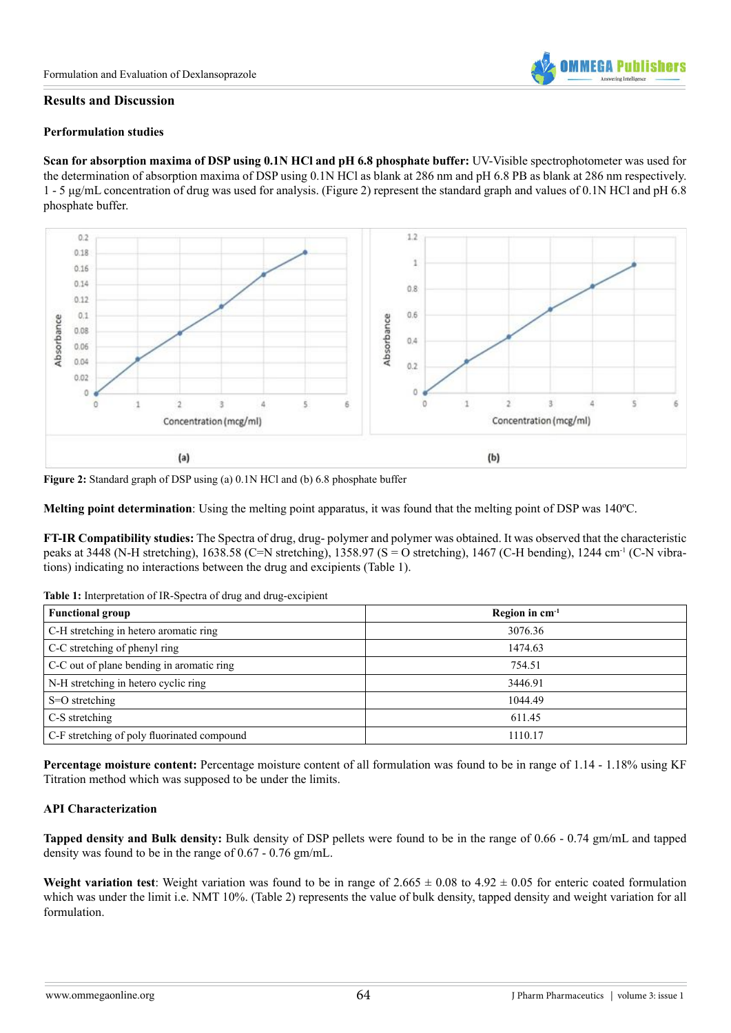## Results and Discussion

### Performulation studies

**Scan for absorption maxima of DSP using 0.1N HCl and pH 6.8 phosphate buffer:** UV-Visible spectrophotometer was used for the determination of absorption maxima of DSP using 0.1N HCl as blank at 286 nm and pH 6.8 PB as blank at 286 nm respectively. 1 - 5 µg/mL concentration of drug was used for analysis. (Figure 2) represent the standard graph and values of 0.1N HCl and pH 6.8 phosphate buffer.

**Figure 2:** Standard graph of DSP using (a) 0.1N HCl and (b) 6.8 phosphate buffer

**Melting point determination**: Using the melting point apparatus, it was found that the melting point of DSP was 140ºC.

**FT-IR Compatibility studies:** The Spectra of drug, drug- polymer and polymer was obtained. It was observed that the characteristic peaks at 3448 (N-H stretching), 1638.58 (C=N stretching), 1358.97 (S = O stretching), 1467 (C-H bending), 1244 $cm^{-1}$ (C-N vibrations) indicating no interactions between the drug and excipients (Table 1).

**Table 1:** Interpretation of IR-Spectra of drug and drug-excipient

| Functional group | Region in $cm^{-1}$ |
| --- | --- |
| C-H stretching in hetero aromatic ring | 3076.36 |
| C-C stretching of phenyl ring | 1474.63 |
| C-C out of plane bending in aromatic ring | 754.51 |
| N-H stretching in hetero cyclic ring | 3446.91 |
| S=O stretching | 1044.49 |
| C-S stretching | 611.45 |
| C-F stretching of poly fluorinated compound | 1110.17 |

**Percentage moisture content:** Percentage moisture content of all formulation was found to be in range of 1.14 - 1.18% using KF Titration method which was supposed to be under the limits.

### API Characterization

**Tapped density and Bulk density:** Bulk density of DSP pellets were found to be in the range of 0.66 - 0.74 gm/mL and tapped density was found to be in the range of 0.67 - 0.76 gm/mL.

**Weight variation test**: Weight variation was found to be in range of 2.665 ± 0.08 to 4.92 ± 0.05 for enteric coated formulation which was under the limit i.e. NMT 10%. (Table 2) represents the value of bulk density, tapped density and weight variation for all formulation.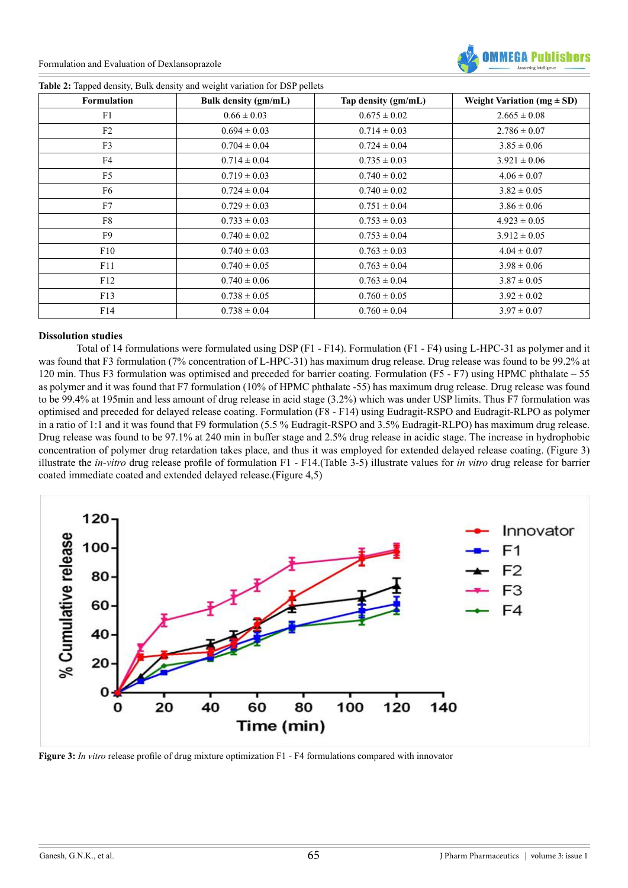**Table 2:** Tapped density, Bulk density and weight variation for DSP pellets

| Formulation | Bulk density (gm/mL) | Tap density (gm/mL) | Weight Variation (mg ± SD) |
|---|---|---|---|
| F1 | 0.66 ± 0.03 | 0.675 ± 0.02 | 2.665 ± 0.08 |
| F2 | 0.694 ± 0.03 | 0.714 ± 0.03 | 2.786 ± 0.07 |
| F3 | 0.704 ± 0.04 | 0.724 ± 0.04 | 3.85 ± 0.06 |
| F4 | 0.714 ± 0.04 | 0.735 ± 0.03 | 3.921 ± 0.06 |
| F5 | 0.719 ± 0.03 | 0.740 ± 0.02 | 4.06 ± 0.07 |
| F6 | 0.724 ± 0.04 | 0.740 ± 0.02 | 3.82 ± 0.05 |
| F7 | 0.729 ± 0.03 | 0.751 ± 0.04 | 3.86 ± 0.06 |
| F8 | 0.733 ± 0.03 | 0.753 ± 0.03 | 4.923 ± 0.05 |
| F9 | 0.740 ± 0.02 | 0.753 ± 0.04 | 3.912 ± 0.05 |
| F10 | 0.740 ± 0.03 | 0.763 ± 0.03 | 4.04 ± 0.07 |
| F11 | 0.740 ± 0.05 | 0.763 ± 0.04 | 3.98 ± 0.06 |
| F12 | 0.740 ± 0.06 | 0.763 ± 0.04 | 3.87 ± 0.05 |
| F13 | 0.738 ± 0.05 | 0.760 ± 0.05 | 3.92 ± 0.02 |
| F14 | 0.738 ± 0.04 | 0.760 ± 0.04 | 3.97 ± 0.07 |

**Dissolution studies**

Total of 14 formulations were formulated using DSP (F1 - F14). Formulation (F1 - F4) using L-HPC-31 as polymer and it was found that F3 formulation (7% concentration of L-HPC-31) has maximum drug release. Drug release was found to be 99.2% at 120 min. Thus F3 formulation was optimised and preceded for barrier coating. Formulation (F5 - F7) using HPMC phthalate – 55 as polymer and it was found that F7 formulation (10% of HPMC phthalate -55) has maximum drug release. Drug release was found to be 99.4% at 195min and less amount of drug release in acid stage (3.2%) which was under USP limits. Thus F7 formulation was optimised and preceded for delayed release coating. Formulation (F8 - F14) using Eudragit-RSPO and Eudragit-RLPO as polymer in a ratio of 1:1 and it was found that F9 formulation (5.5 % Eudragit-RSPO and 3.5% Eudragit-RLPO) has maximum drug release. Drug release was found to be 97.1% at 240 min in buffer stage and 2.5% drug release in acidic stage. The increase in hydrophobic concentration of polymer drug retardation takes place, and thus it was employed for extended delayed release coating. (Figure 3) illustrate the *in-vitro* drug release profile of formulation F1 - F14.(Table 3-5) illustrate values for *in vitro* drug release for barrier coated immediate coated and extended delayed release.(Figure 4,5)

**Figure 3:** *In vitro* release profile of drug mixture optimization F1 - F4 formulations compared with innovator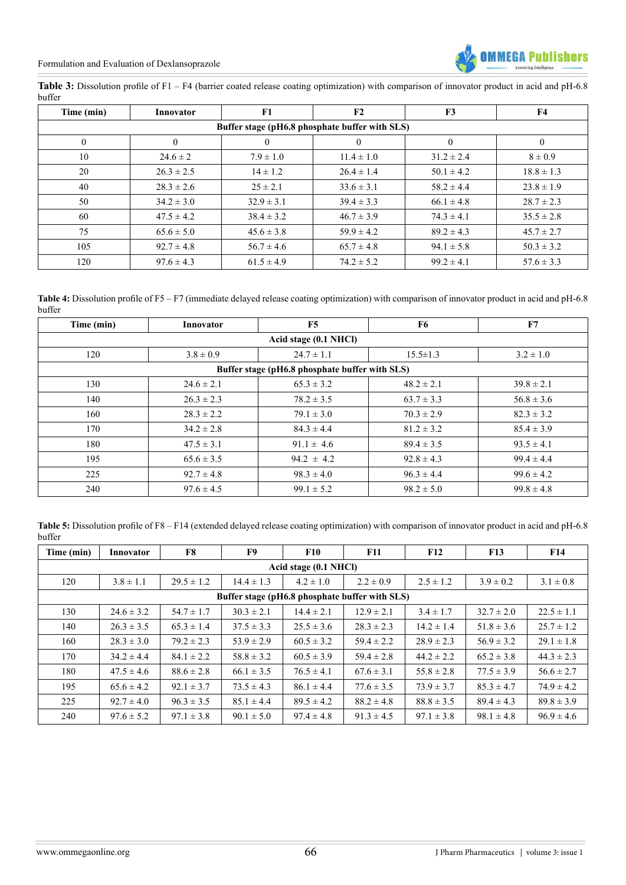**Table 3:** Dissolution profile of F1 – F4 (barrier coated release coating optimization) with comparison of innovator product in acid and pH-6.8 buffer

| Time (min) | Innovator | F1 | F2 | F3 | F4 |
|---|---|---|---|---|---|
| **Buffer stage (pH6.8 phosphate buffer with SLS)** | | | | | |
| 0 | 0 | 0 | 0 | 0 | 0 |
| 10 | 24.6 ± 2 | 7.9 ± 1.0 | 11.4 ± 1.0 | 31.2 ± 2.4 | 8 ± 0.9 |
| 20 | 26.3 ± 2.5 | 14 ± 1.2 | 26.4 ± 1.4 | 50.1 ± 4.2 | 18.8 ± 1.3 |
| 40 | 28.3 ± 2.6 | 25 ± 2.1 | 33.6 ± 3.1 | 58.2 ± 4.4 | 23.8 ± 1.9 |
| 50 | 34.2 ± 3.0 | 32.9 ± 3.1 | 39.4 ± 3.3 | 66.1 ± 4.8 | 28.7 ± 2.3 |
| 60 | 47.5 ± 4.2 | 38.4 ± 3.2 | 46.7 ± 3.9 | 74.3 ± 4.1 | 35.5 ± 2.8 |
| 75 | 65.6 ± 5.0 | 45.6 ± 3.8 | 59.9 ± 4.2 | 89.2 ± 4.3 | 45.7 ± 2.7 |
| 105 | 92.7 ± 4.8 | 56.7 ± 4.6 | 65.7 ± 4.8 | 94.1 ± 5.8 | 50.3 ± 3.2 |
| 120 | 97.6 ± 4.3 | 61.5 ± 4.9 | 74.2 ± 5.2 | 99.2 ± 4.1 | 57.6 ± 3.3 |

**Table 4:** Dissolution profile of F5 – F7 (immediate delayed release coating optimization) with comparison of innovator product in acid and pH-6.8 buffer

| Time (min) | Innovator | F5 | F6 | F7 |
|---|---|---|---|---|
| **Acid stage (0.1 NHCl)** | | | | |
| 120 | 3.8 ± 0.9 | 24.7 ± 1.1 | 15.5±1.3 | 3.2 ± 1.0 |
| **Buffer stage (pH6.8 phosphate buffer with SLS)** | | | | |
| 130 | 24.6 ± 2.1 | 65.3 ± 3.2 | 48.2 ± 2.1 | 39.8 ± 2.1 |
| 140 | 26.3 ± 2.3 | 78.2 ± 3.5 | 63.7 ± 3.3 | 56.8 ± 3.6 |
| 160 | 28.3 ± 2.2 | 79.1 ± 3.0 | 70.3 ± 2.9 | 82.3 ± 3.2 |
| 170 | 34.2 ± 2.8 | 84.3 ± 4.4 | 81.2 ± 3.2 | 85.4 ± 3.9 |
| 180 | 47.5 ± 3.1 | 91.1 ± 4.6 | 89.4 ± 3.5 | 93.5 ± 4.1 |
| 195 | 65.6 ± 3.5 | 94.2 ± 4.2 | 92.8 ± 4.3 | 99.4 ± 4.4 |
| 225 | 92.7 ± 4.8 | 98.3 ± 4.0 | 96.3 ± 4.4 | 99.6 ± 4.2 |
| 240 | 97.6 ± 4.5 | 99.1 ± 5.2 | 98.2 ± 5.0 | 99.8 ± 4.8 |

**Table 5:** Dissolution profile of F8 – F14 (extended delayed release coating optimization) with comparison of innovator product in acid and pH-6.8 buffer

| Time (min) | Innovator | F8 | F9 | F10 | F11 | F12 | F13 | F14 |
|---|---|---|---|---|---|---|---|---|
| **Acid stage (0.1 NHCl)** | | | | | | | | |
| 120 | 3.8 ± 1.1 | 29.5 ± 1.2 | 14.4 ± 1.3 | 4.2 ± 1.0 | 2.2 ± 0.9 | 2.5 ± 1.2 | 3.9 ± 0.2 | 3.1 ± 0.8 |
| **Buffer stage (pH6.8 phosphate buffer with SLS)** | | | | | | | | |
| 130 | 24.6 ± 3.2 | 54.7 ± 1.7 | 30.3 ± 2.1 | 14.4 ± 2.1 | 12.9 ± 2.1 | 3.4 ± 1.7 | 32.7 ± 2.0 | 22.5 ± 1.1 |
| 140 | 26.3 ± 3.5 | 65.3 ± 1.4 | 37.5 ± 3.3 | 25.5 ± 3.6 | 28.3 ± 2.3 | 14.2 ± 1.4 | 51.8 ± 3.6 | 25.7 ± 1.2 |
| 160 | 28.3 ± 3.0 | 79.2 ± 2.3 | 53.9 ± 2.9 | 60.5 ± 3.2 | 59.4 ± 2.2 | 28.9 ± 2.3 | 56.9 ± 3.2 | 29.1 ± 1.8 |
| 170 | 34.2 ± 4.4 | 84.1 ± 2.2 | 58.8 ± 3.2 | 60.5 ± 3.9 | 59.4 ± 2.8 | 44.2 ± 2.2 | 65.2 ± 3.8 | 44.3 ± 2.3 |
| 180 | 47.5 ± 4.6 | 88.6 ± 2.8 | 66.1 ± 3.5 | 76.5 ± 4.1 | 67.6 ± 3.1 | 55.8 ± 2.8 | 77.5 ± 3.9 | 56.6 ± 2.7 |
| 195 | 65.6 ± 4.2 | 92.1 ± 3.7 | 73.5 ± 4.3 | 86.1 ± 4.4 | 77.6 ± 3.5 | 73.9 ± 3.7 | 85.3 ± 4.7 | 74.9 ± 4.2 |
| 225 | 92.7 ± 4.0 | 96.3 ± 3.5 | 85.1 ± 4.4 | 89.5 ± 4.2 | 88.2 ± 4.8 | 88.8 ± 3.5 | 89.4 ± 4.3 | 89.8 ± 3.9 |
| 240 | 97.6 ± 5.2 | 97.1 ± 3.8 | 90.1 ± 5.0 | 97.4 ± 4.8 | 91.3 ± 4.5 | 97.1 ± 3.8 | 98.1 ± 4.8 | 96.9 ± 4.6 |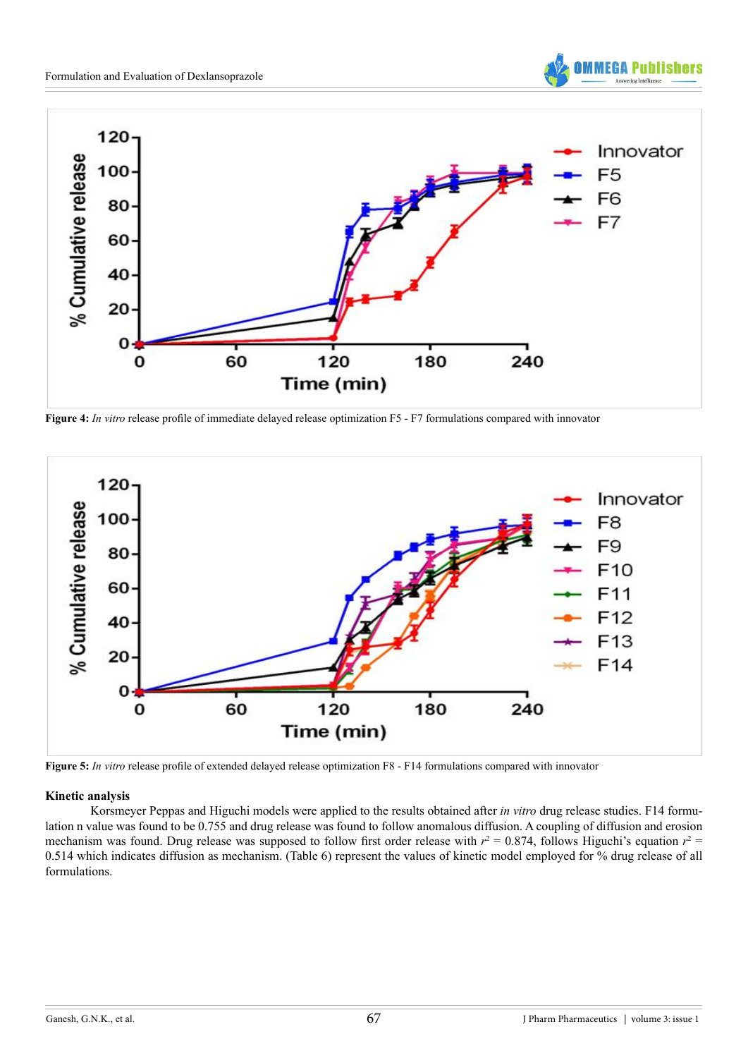Figure 4: *In vitro* release profile of immediate delayed release optimization F5 - F7 formulations compared with innovator

Figure 5: *In vitro* release profile of extended delayed release optimization F8 - F14 formulations compared with innovator

**Kinetic analysis**

Korsmeyer Peppas and Higuchi models were applied to the results obtained after *in vitro* drug release studies. F14 formulation n value was found to be 0.755 and drug release was found to follow anomalous diffusion. A coupling of diffusion and erosion mechanism was found. Drug release was supposed to follow first order release with $r^2 = 0.874$, follows Higuchi's equation $r^2 = 0.514$ which indicates diffusion as mechanism. (Table 6) represent the values of kinetic model employed for % drug release of all formulations.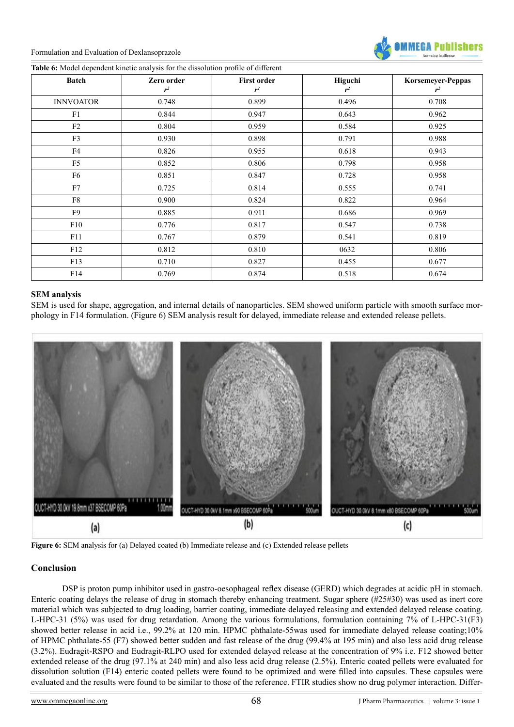**Table 6:** Model dependent kinetic analysis for the dissolution profile of different

| Batch | Zero order $r^2$ | First order $r^2$ | Higuchi $r^2$ | Korsemeyer-Peppas $r^2$ |
|---|---|---|---|---|
| INNVOATOR | 0.748 | 0.899 | 0.496 | 0.708 |
| F1 | 0.844 | 0.947 | 0.643 | 0.962 |
| F2 | 0.804 | 0.959 | 0.584 | 0.925 |
| F3 | 0.930 | 0.898 | 0.791 | 0.988 |
| F4 | 0.826 | 0.955 | 0.618 | 0.943 |
| F5 | 0.852 | 0.806 | 0.798 | 0.958 |
| F6 | 0.851 | 0.847 | 0.728 | 0.958 |
| F7 | 0.725 | 0.814 | 0.555 | 0.741 |
| F8 | 0.900 | 0.824 | 0.822 | 0.964 |
| F9 | 0.885 | 0.911 | 0.686 | 0.969 |
| F10 | 0.776 | 0.817 | 0.547 | 0.738 |
| F11 | 0.767 | 0.879 | 0.541 | 0.819 |
| F12 | 0.812 | 0.810 | 0632 | 0.806 |
| F13 | 0.710 | 0.827 | 0.455 | 0.677 |
| F14 | 0.769 | 0.874 | 0.518 | 0.674 |

### SEM analysis

SEM is used for shape, aggregation, and internal details of nanoparticles. SEM showed uniform particle with smooth surface morphology in F14 formulation. (Figure 6) SEM analysis result for delayed, immediate release and extended release pellets.

**Figure 6:** SEM analysis for (a) Delayed coated (b) Immediate release and (c) Extended release pellets

## Conclusion

DSP is proton pump inhibitor used in gastro-oesophageal reflex disease (GERD) which degrades at acidic pH in stomach. Enteric coating delays the release of drug in stomach thereby enhancing treatment. Sugar sphere (#25#30) was used as inert core material which was subjected to drug loading, barrier coating, immediate delayed releasing and extended delayed release coating. L-HPC-31 (5%) was used for drug retardation. Among the various formulations, formulation containing 7% of L-HPC-31(F3) showed better release in acid i.e., 99.2% at 120 min. HPMC phthalate-55was used for immediate delayed release coating;10% of HPMC phthalate-55 (F7) showed better sudden and fast release of the drug (99.4% at 195 min) and also less acid drug release (3.2%). Eudragit-RSPO and Eudragit-RLPO used for extended delayed release at the concentration of 9% i.e. F12 showed better extended release of the drug (97.1% at 240 min) and also less acid drug release (2.5%). Enteric coated pellets were evaluated for dissolution solution (F14) enteric coated pellets were found to be optimized and were filled into capsules. These capsules were evaluated and the results were found to be similar to those of the reference. FTIR studies show no drug polymer interaction. Differ-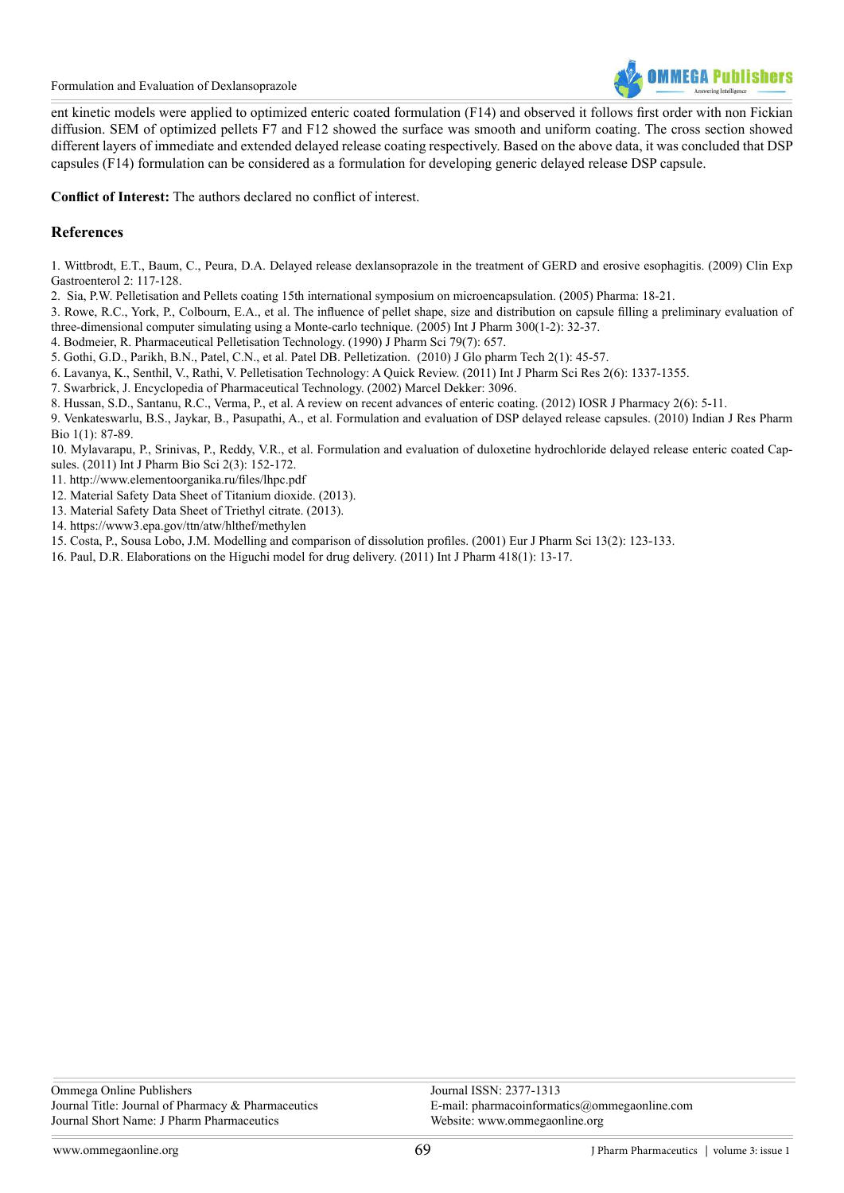ent kinetic models were applied to optimized enteric coated formulation (F14) and observed it follows first order with non Fickian diffusion. SEM of optimized pellets F7 and F12 showed the surface was smooth and uniform coating. The cross section showed different layers of immediate and extended delayed release coating respectively. Based on the above data, it was concluded that DSP capsules (F14) formulation can be considered as a formulation for developing generic delayed release DSP capsule.

**Conflict of Interest:** The authors declared no conflict of interest.

## References

1. Wittbrodt, E.T., Baum, C., Peura, D.A. Delayed release dexlansoprazole in the treatment of GERD and erosive esophagitis. (2009) Clin Exp Gastroenterol 2: 117-128.
2. Sia, P.W. Pelletisation and Pellets coating 15th international symposium on microencapsulation. (2005) Pharma: 18-21.
3. Rowe, R.C., York, P., Colbourn, E.A., et al. The influence of pellet shape, size and distribution on capsule filling a preliminary evaluation of three-dimensional computer simulating using a Monte-carlo technique. (2005) Int J Pharm 300(1-2): 32-37.
4. Bodmeier, R. Pharmaceutical Pelletisation Technology. (1990) J Pharm Sci 79(7): 657.
5. Gothi, G.D., Parikh, B.N., Patel, C.N., et al. Patel DB. Pelletization. (2010) J Glo pharm Tech 2(1): 45-57.
6. Lavanya, K., Senthil, V., Rathi, V. Pelletisation Technology: A Quick Review. (2011) Int J Pharm Sci Res 2(6): 1337-1355.
7. Swarbrick, J. Encyclopedia of Pharmaceutical Technology. (2002) Marcel Dekker: 3096.
8. Hussan, S.D., Santanu, R.C., Verma, P., et al. A review on recent advances of enteric coating. (2012) IOSR J Pharmacy 2(6): 5-11.
9. Venkateswarlu, B.S., Jaykar, B., Pasupathi, A., et al. Formulation and evaluation of DSP delayed release capsules. (2010) Indian J Res Pharm Bio 1(1): 87-89.
10. Mylavarapu, P., Srinivas, P., Reddy, V.R., et al. Formulation and evaluation of duloxetine hydrochloride delayed release enteric coated Capsules. (2011) Int J Pharm Bio Sci 2(3): 152-172.
11. http://www.elementoorganika.ru/files/lhpc.pdf
12. Material Safety Data Sheet of Titanium dioxide. (2013).
13. Material Safety Data Sheet of Triethyl citrate. (2013).
14. https://www3.epa.gov/ttn/atw/hlthef/methylen
15. Costa, P., Sousa Lobo, J.M. Modelling and comparison of dissolution profiles. (2001) Eur J Pharm Sci 13(2): 123-133.
16. Paul, D.R. Elaborations on the Higuchi model for drug delivery. (2011) Int J Pharm 418(1): 13-17.

Ommega Online Publishers
Journal Title: Journal of Pharmacy & Pharmaceutics
Journal Short Name: J Pharm Pharmaceutics

Journal ISSN: 2377-1313
E-mail: pharmacoinformatics@ommegaonline.com
Website: www.ommegaonline.org